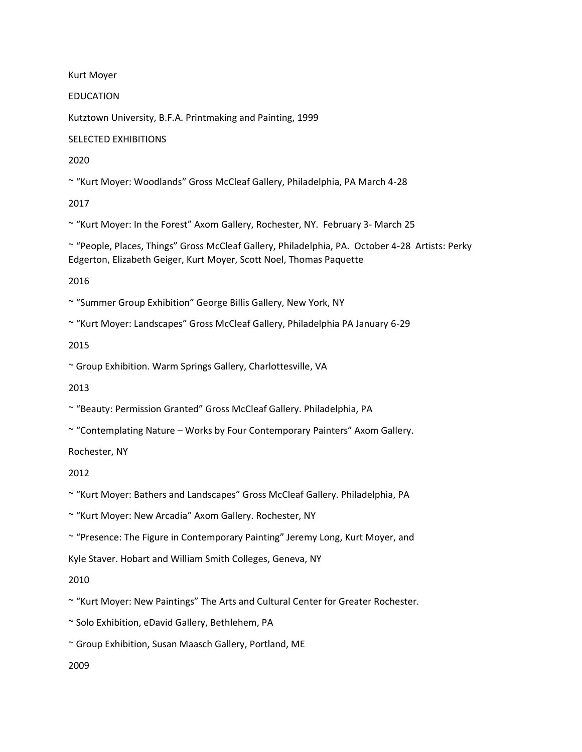# Kurt Moyer

## EDUCATION

Kutztown University, B.F.A. Printmaking and Painting, 1999

## SELECTED EXHIBITIONS

### 2020

~ "Kurt Moyer: Woodlands" Gross McCleaf Gallery, Philadelphia, PA March 4-28

### 2017

~ "Kurt Moyer: In the Forest" Axom Gallery, Rochester, NY. February 3- March 25

~ "People, Places, Things" Gross McCleaf Gallery, Philadelphia, PA. October 4-28 Artists: Perky Edgerton, Elizabeth Geiger, Kurt Moyer, Scott Noel, Thomas Paquette

### 2016

~ "Summer Group Exhibition" George Billis Gallery, New York, NY

~ "Kurt Moyer: Landscapes" Gross McCleaf Gallery, Philadelphia PA January 6-29

### 2015

~ Group Exhibition. Warm Springs Gallery, Charlottesville, VA

### 2013

~ "Beauty: Permission Granted" Gross McCleaf Gallery. Philadelphia, PA

~ "Contemplating Nature – Works by Four Contemporary Painters" Axom Gallery.

Rochester, NY

### 2012

~ "Kurt Moyer: Bathers and Landscapes" Gross McCleaf Gallery. Philadelphia, PA

~ "Kurt Moyer: New Arcadia" Axom Gallery. Rochester, NY

~ "Presence: The Figure in Contemporary Painting" Jeremy Long, Kurt Moyer, and

Kyle Staver. Hobart and William Smith Colleges, Geneva, NY

### 2010

~ "Kurt Moyer: New Paintings" The Arts and Cultural Center for Greater Rochester.

~ Solo Exhibition, eDavid Gallery, Bethlehem, PA

~ Group Exhibition, Susan Maasch Gallery, Portland, ME

### 2009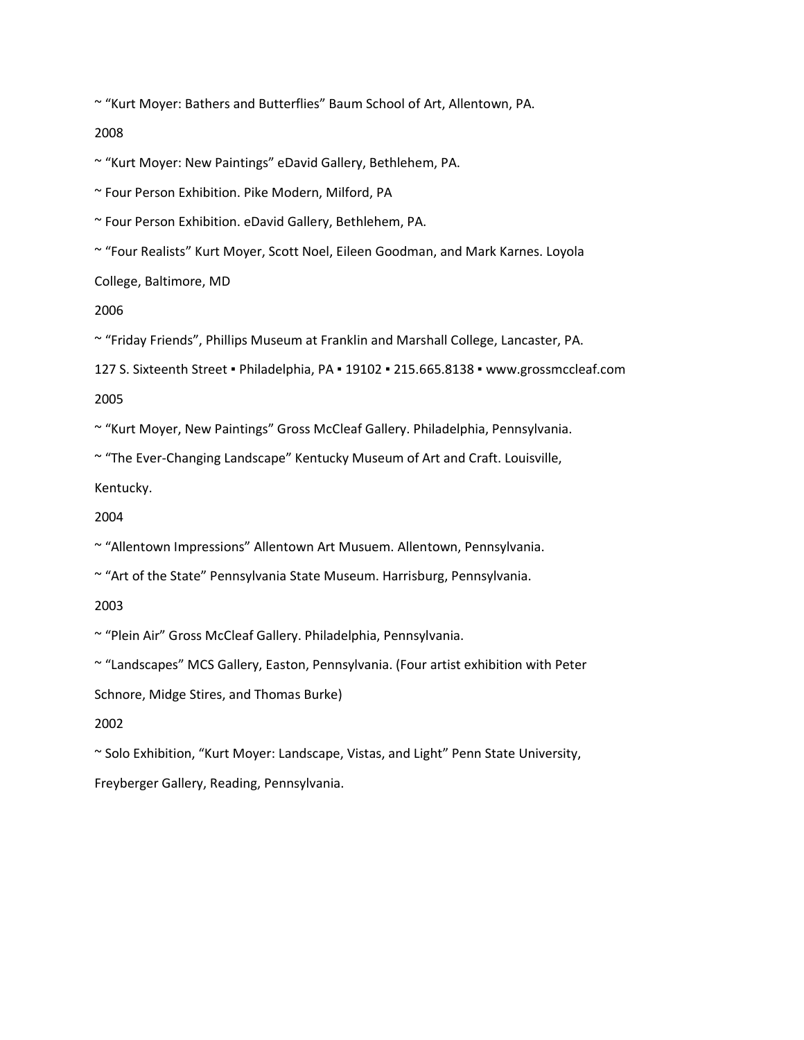~ "Kurt Moyer: Bathers and Butterflies" Baum School of Art, Allentown, PA.

2008

~ "Kurt Moyer: New Paintings" eDavid Gallery, Bethlehem, PA.

~ Four Person Exhibition. Pike Modern, Milford, PA

~ Four Person Exhibition. eDavid Gallery, Bethlehem, PA.

~ "Four Realists" Kurt Moyer, Scott Noel, Eileen Goodman, and Mark Karnes. Loyola College, Baltimore, MD

2006

~ "Friday Friends", Phillips Museum at Franklin and Marshall College, Lancaster, PA.

2005

~ "Kurt Moyer, New Paintings" Gross McCleaf Gallery. Philadelphia, Pennsylvania.

~ "The Ever-Changing Landscape" Kentucky Museum of Art and Craft. Louisville, Kentucky.

2004

~ "Allentown Impressions" Allentown Art Musuem. Allentown, Pennsylvania.

~ "Art of the State" Pennsylvania State Museum. Harrisburg, Pennsylvania.

2003

~ "Plein Air" Gross McCleaf Gallery. Philadelphia, Pennsylvania.

~ "Landscapes" MCS Gallery, Easton, Pennsylvania. (Four artist exhibition with Peter Schnore, Midge Stires, and Thomas Burke)

2002

~ Solo Exhibition, "Kurt Moyer: Landscape, Vistas, and Light" Penn State University, Freyberger Gallery, Reading, Pennsylvania.